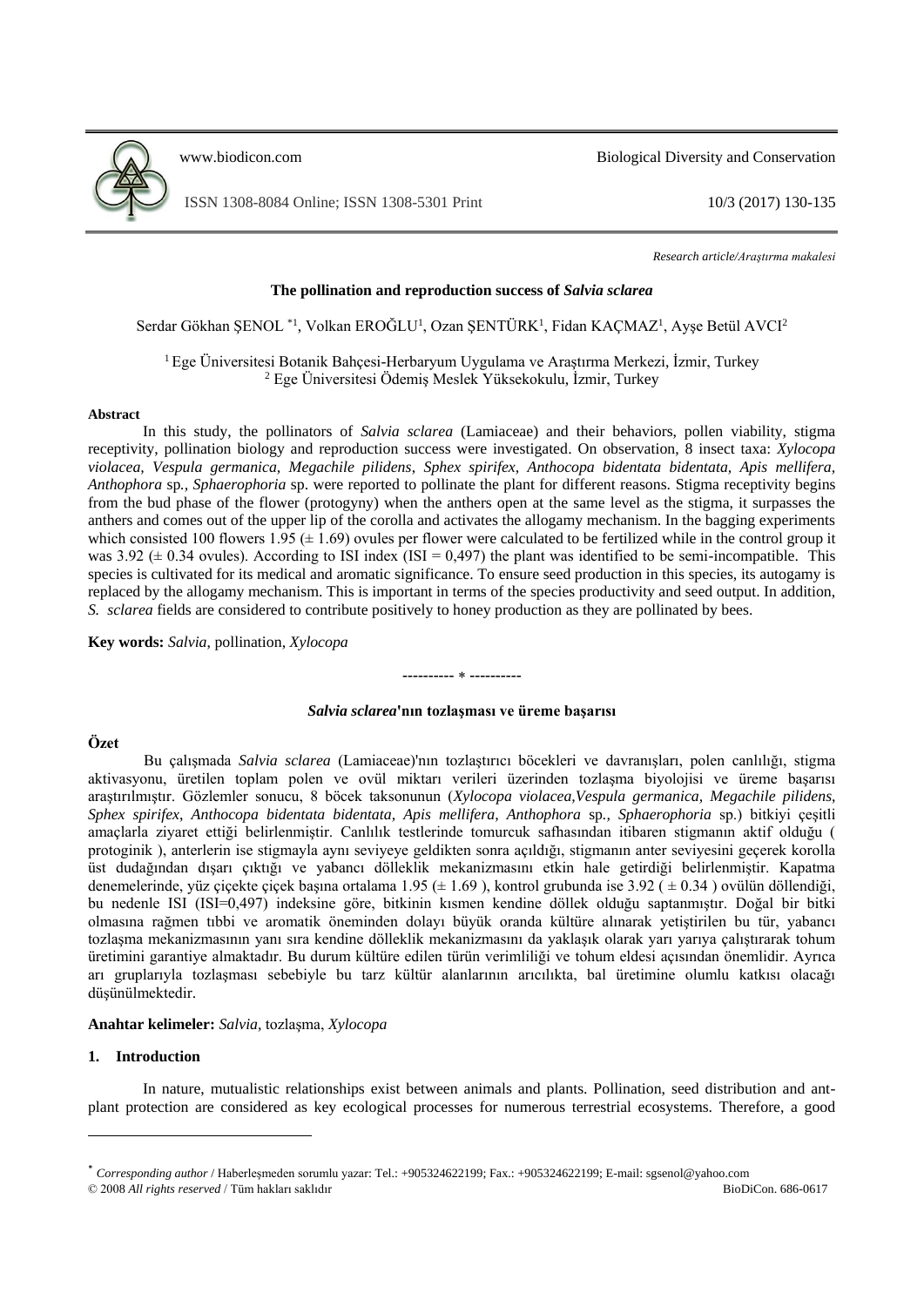*Research article/Araştırma makalesi*

# The pollination and reproduction success of *Salvia sclarea*

Serdar Gökhan ŞENOL *[1], Volkan EROĞLU[1], Ozan ŞENTÜRK[1], Fidan KAÇMAZ[1], Ayşe Betül AVCI[2]

[1] Ege Üniversitesi Botanik Bahçesi-Herbaryum Uygulama ve Araştırma Merkezi, İzmir, Turkey
[2] Ege Üniversitesi Ödemiş Meslek Yüksekokulu, İzmir, Turkey

**Abstract**

In this study, the pollinators of *Salvia sclarea* (Lamiaceae) and their behaviors, pollen viability, stigma receptivity, pollination biology and reproduction success were investigated. On observation, 8 insect taxa: *Xylocopa violacea, Vespula germanica, Megachile pilidens, Sphex spirifex, Anthocopa bidentata bidentata, Apis mellifera, Anthophora* sp*., Sphaerophoria* sp. were reported to pollinate the plant for different reasons. Stigma receptivity begins from the bud phase of the flower (protogyny) when the anthers open at the same level as the stigma, it surpasses the anthers and comes out of the upper lip of the corolla and activates the allogamy mechanism. In the bagging experiments which consisted 100 flowers 1.95 (± 1.69) ovules per flower were calculated to be fertilized while in the control group it was 3.92 (± 0.34 ovules). According to ISI index (ISI = 0,497) the plant was identified to be semi-incompatible. This species is cultivated for its medical and aromatic significance. To ensure seed production in this species, its autogamy is replaced by the allogamy mechanism. This is important in terms of the species productivity and seed output. In addition, *S. sclarea* fields are considered to contribute positively to honey production as they are pollinated by bees.

**Key words:** *Salvia,* pollination, *Xylocopa*

---------- * ----------

## *Salvia sclarea*'nın tozlaşması ve üreme başarısı

**Özet**

Bu çalışmada *Salvia sclarea* (Lamiaceae)'nın tozlaştırıcı böcekleri ve davranışları, polen canlılığı, stigma aktivasyonu, üretilen toplam polen ve ovül miktarı verileri üzerinden tozlaşma biyolojisi ve üreme başarısı araştırılmıştır. Gözlemler sonucu, 8 böcek taksonunun (*Xylocopa violacea,Vespula germanica, Megachile pilidens*, *Sphex spirifex*, *Anthocopa bidentata bidentata, Apis mellifera, Anthophora* sp*., Sphaerophoria* sp.) bitkiyi çeşitli amaçlarla ziyaret ettiği belirlenmiştir. Canlılık testlerinde tomurcuk safhasından itibaren stigmanın aktif olduğu ( protoginik ), anterlerin ise stigmayla aynı seviyeye geldikten sonra açıldığı, stigmanın anter seviyesini geçerek korolla üst dudağından dışarı çıktığı ve yabancı dölleklik mekanizmasını etkin hale getirdiği belirlenmiştir. Kapatma denemelerinde, yüz çiçekte çiçek başına ortalama 1.95 (± 1.69 ), kontrol grubunda ise 3.92 ( ± 0.34 ) ovülün döllendiği, bu nedenle ISI (ISI=0,497) indeksine göre, bitkinin kısmen kendine döllek olduğu saptanmıştır. Doğal bir bitki olmasına rağmen tıbbi ve aromatik öneminden dolayı büyük oranda kültüre alınarak yetiştirilen bu tür, yabancı tozlaşma mekanizmasının yanı sıra kendine döllek mekanizmasını da yaklaşık olarak yarı yarıya çalıştırarak tohum üretimini garantiye almaktadır. Bu durum kültüre edilen türün verimliliği ve tohum eldesi açısından önemlidir. Ayrıca arı gruplarıyla tozlaşması sebebiyle bu tarz kültür alanlarının arıcılıkta, bal üretimine olumlu katkısı olacağı düşünülmektedir.

**Anahtar kelimeler:** *Salvia,* tozlaşma, *Xylocopa*

## 1. Introduction

In nature, mutualistic relationships exist between animals and plants. Pollination, seed distribution and ant-plant protection are considered as key ecological processes for numerous terrestrial ecosystems. Therefore, a good

---

* *Corresponding author* / Haberleşmeden sorumlu yazar: Tel.: +905324622199; Fax.: +905324622199; E-mail: sgsenol@yahoo.com
© 2008 *All rights reserved* / Tüm hakları saklıdır BioDiCon. 686-0617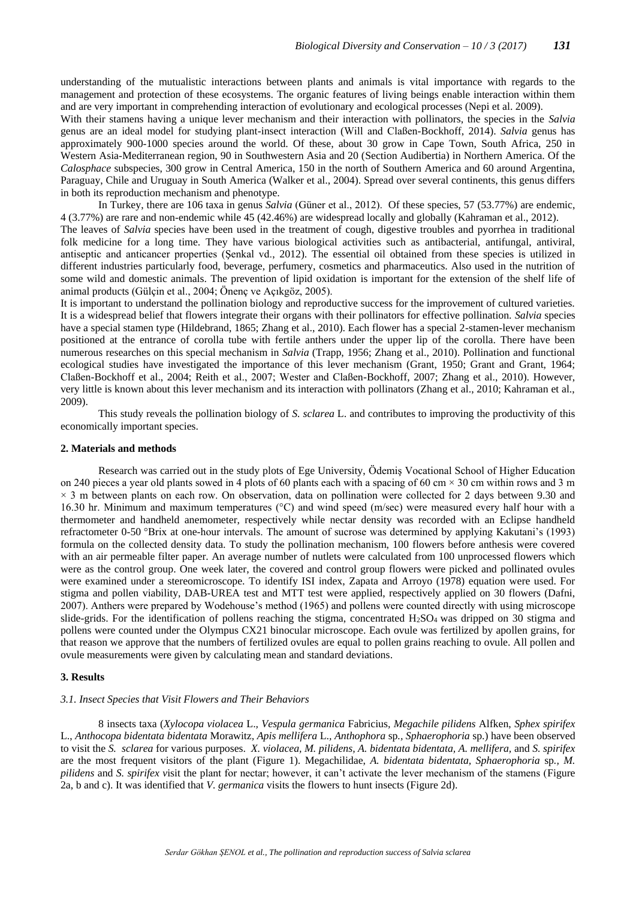understanding of the mutualistic interactions between plants and animals is vital importance with regards to the management and protection of these ecosystems. The organic features of living beings enable interaction within them and are very important in comprehending interaction of evolutionary and ecological processes (Nepi et al. 2009).

With their stamens having a unique lever mechanism and their interaction with pollinators, the species in the *Salvia* genus are an ideal model for studying plant-insect interaction (Will and Claßen-Bockhoff, 2014). *Salvia* genus has approximately 900-1000 species around the world. Of these, about 30 grow in Cape Town, South Africa, 250 in Western Asia-Mediterranean region, 90 in Southwestern Asia and 20 (Section Audibertia) in Northern America. Of the *Calosphace* subspecies, 300 grow in Central America, 150 in the north of Southern America and 60 around Argentina, Paraguay, Chile and Uruguay in South America (Walker et al., 2004). Spread over several continents, this genus differs in both its reproduction mechanism and phenotype.

In Turkey, there are 106 taxa in genus *Salvia* (Güner et al., 2012). Of these species, 57 (53.77%) are endemic, 4 (3.77%) are rare and non-endemic while 45 (42.46%) are widespread locally and globally (Kahraman et al., 2012).

The leaves of *Salvia* species have been used in the treatment of cough, digestive troubles and pyorrhea in traditional folk medicine for a long time. They have various biological activities such as antibacterial, antifungal, antiviral, antiseptic and anticancer properties (Şenkal vd., 2012). The essential oil obtained from these species is utilized in different industries particularly food, beverage, perfumery, cosmetics and pharmaceutics. Also used in the nutrition of some wild and domestic animals. The prevention of lipid oxidation is important for the extension of the shelf life of animal products (Gülçin et al., 2004; Önenç ve Açıkgöz, 2005).

It is important to understand the pollination biology and reproductive success for the improvement of cultured varieties. It is a widespread belief that flowers integrate their organs with their pollinators for effective pollination. *Salvia* species have a special stamen type (Hildebrand, 1865; Zhang et al., 2010). Each flower has a special 2-stamen-lever mechanism positioned at the entrance of corolla tube with fertile anthers under the upper lip of the corolla. There have been numerous researches on this special mechanism in *Salvia* (Trapp, 1956; Zhang et al., 2010). Pollination and functional ecological studies have investigated the importance of this lever mechanism (Grant, 1950; Grant and Grant, 1964; Claßen-Bockhoff et al., 2004; Reith et al., 2007; Wester and Claßen-Bockhoff, 2007; Zhang et al., 2010). However, very little is known about this lever mechanism and its interaction with pollinators (Zhang et al., 2010; Kahraman et al., 2009).

This study reveals the pollination biology of *S. sclarea* L. and contributes to improving the productivity of this economically important species.

## 2. Materials and methods

Research was carried out in the study plots of Ege University, Ödemiş Vocational School of Higher Education on 240 pieces a year old plants sowed in 4 plots of 60 plants each with a spacing of 60 cm × 30 cm within rows and 3 m × 3 m between plants on each row. On observation, data on pollination were collected for 2 days between 9.30 and 16.30 hr. Minimum and maximum temperatures (°C) and wind speed (m/sec) were measured every half hour with a thermometer and handheld anemometer, respectively while nectar density was recorded with an Eclipse handheld refractometer 0-50 °Brix at one-hour intervals. The amount of sucrose was determined by applying Kakutani's (1993) formula on the collected density data. To study the pollination mechanism, 100 flowers before anthesis were covered with an air permeable filter paper. An average number of nutlets were calculated from 100 unprocessed flowers which were as the control group. One week later, the covered and control group flowers were picked and pollinated ovules were examined under a stereomicroscope. To identify ISI index, Zapata and Arroyo (1978) equation were used. For stigma and pollen viability, DAB-UREA test and MTT test were applied, respectively applied on 30 flowers (Dafni, 2007). Anthers were prepared by Wodehouse's method (1965) and pollens were counted directly with using microscope slide-grids. For the identification of pollens reaching the stigma, concentrated $H_2SO_4$ was dripped on 30 stigma and pollens were counted under the Olympus CX21 binocular microscope. Each ovule was fertilized by apollen grains, for that reason we approve that the numbers of fertilized ovules are equal to pollen grains reaching to ovule. All pollen and ovule measurements were given by calculating mean and standard deviations.

## 3. Results

### *3.1. Insect Species that Visit Flowers and Their Behaviors*

8 insects taxa (*Xylocopa violacea* L., *Vespula germanica* Fabricius, *Megachile pilidens* Alfken, *Sphex spirifex* L., *Anthocopa bidentata bidentata* Morawitz, *Apis mellifera* L., *Anthophora* sp., *Sphaerophoria* sp.) have been observed to visit the *S. sclarea* for various purposes. *X. violacea, M. pilidens, A. bidentata bidentata, A. mellifera,* and *S. spirifex* are the most frequent visitors of the plant (Figure 1). Megachilidae, *A. bidentata bidentata, Sphaerophoria* sp., *M. pilidens* and *S. spirifex v*isit the plant for nectar; however, it can't activate the lever mechanism of the stamens (Figure 2a, b and c). It was identified that *V. germanica* visits the flowers to hunt insects (Figure 2d).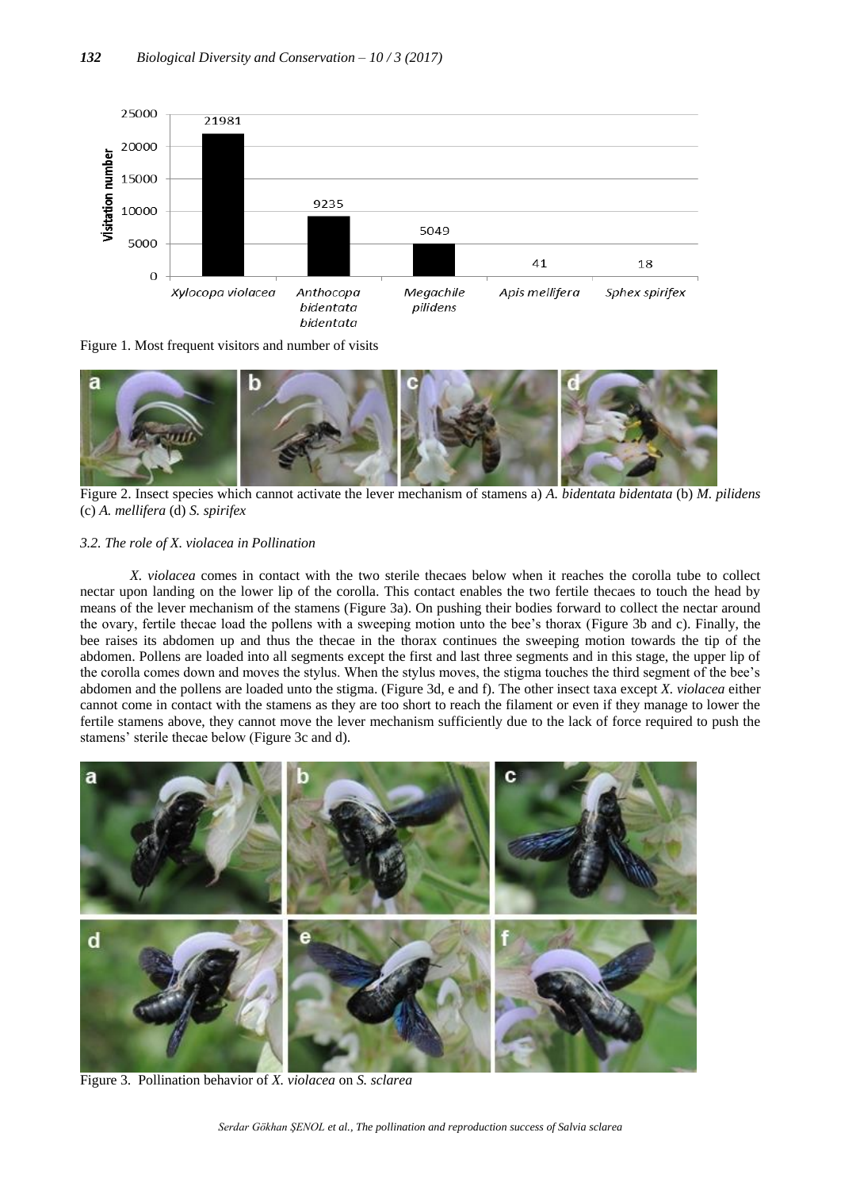Figure 1. Most frequent visitors and number of visits

Figure 2. Insect species which cannot activate the lever mechanism of stamens a) *A. bidentata bidentata* (b) *M. pilidens* (c) *A. mellifera* (d) *S. spirifex*

### *3.2. The role of X. violacea in Pollination*

*X. violacea* comes in contact with the two sterile thecaes below when it reaches the corolla tube to collect nectar upon landing on the lower lip of the corolla. This contact enables the two fertile thecaes to touch the head by means of the lever mechanism of the stamens (Figure 3a). On pushing their bodies forward to collect the nectar around the ovary, fertile thecae load the pollens with a sweeping motion unto the bee's thorax (Figure 3b and c). Finally, the bee raises its abdomen up and thus the thecae in the thorax continues the sweeping motion towards the tip of the abdomen. Pollens are loaded into all segments except the first and last three segments and in this stage, the upper lip of the corolla comes down and moves the stylus. When the stylus moves, the stigma touches the third segment of the bee's abdomen and the pollens are loaded unto the stigma. (Figure 3d, e and f). The other insect taxa except *X. violacea* either cannot come in contact with the stamens as they are too short to reach the filament or even if they manage to lower the fertile stamens above, they cannot move the lever mechanism sufficiently due to the lack of force required to push the stamens' sterile thecae below (Figure 3c and d).

Figure 3. Pollination behavior of *X. violacea* on *S. sclarea*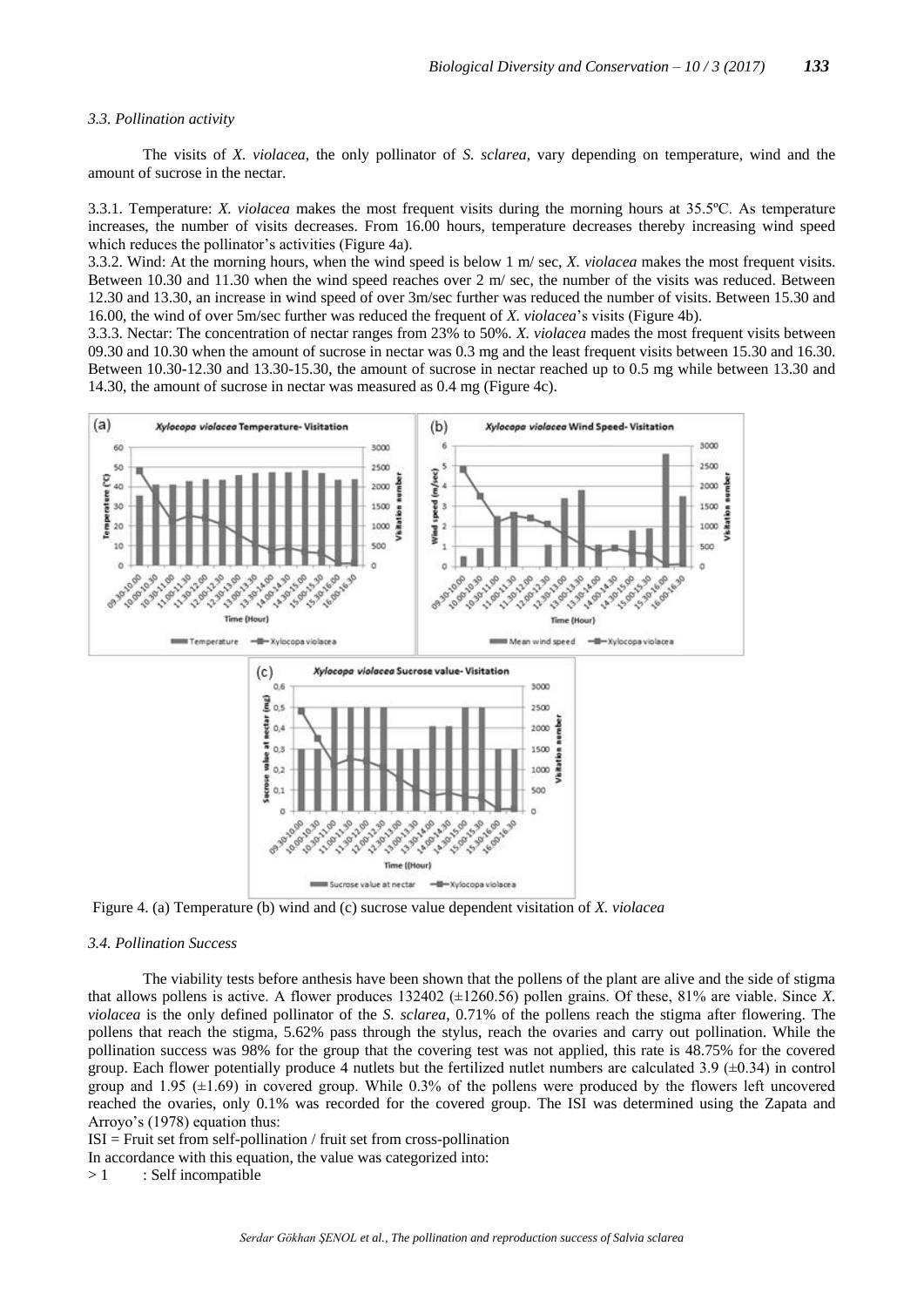*3.3. Pollination activity*

The visits of *X. violacea*, the only pollinator of *S. sclarea*, vary depending on temperature, wind and the amount of sucrose in the nectar.

3.3.1. Temperature: *X. violacea* makes the most frequent visits during the morning hours at 35.5ºC. As temperature increases, the number of visits decreases. From 16.00 hours, temperature decreases thereby increasing wind speed which reduces the pollinator's activities (Figure 4a).

3.3.2. Wind: At the morning hours, when the wind speed is below 1 m/ sec, *X. violacea* makes the most frequent visits. Between 10.30 and 11.30 when the wind speed reaches over 2 m/ sec, the number of the visits was reduced. Between 12.30 and 13.30, an increase in wind speed of over 3m/sec further was reduced the number of visits. Between 15.30 and 16.00, the wind of over 5m/sec further was reduced the frequent of *X. violacea*'s visits (Figure 4b).

3.3.3. Nectar: The concentration of nectar ranges from 23% to 50%. *X. violacea* mades the most frequent visits between 09.30 and 10.30 when the amount of sucrose in nectar was 0.3 mg and the least frequent visits between 15.30 and 16.30. Between 10.30-12.30 and 13.30-15.30, the amount of sucrose in nectar reached up to 0.5 mg while between 13.30 and 14.30, the amount of sucrose in nectar was measured as 0.4 mg (Figure 4c).

Figure 4. (a) Temperature (b) wind and (c) sucrose value dependent visitation of *X. violacea*

*3.4. Pollination Success*

The viability tests before anthesis have been shown that the pollens of the plant are alive and the side of stigma that allows pollens is active. A flower produces 132402 (±1260.56) pollen grains. Of these, 81% are viable. Since *X. violacea* is the only defined pollinator of the *S. sclarea*, 0.71% of the pollens reach the stigma after flowering. The pollens that reach the stigma, 5.62% pass through the stylus, reach the ovaries and carry out pollination. While the pollination success was 98% for the group that the covering test was not applied, this rate is 48.75% for the covered group. Each flower potentially produce 4 nutlets but the fertilized nutlet numbers are calculated 3.9 (±0.34) in control group and 1.95 (±1.69) in covered group. While 0.3% of the pollens were produced by the flowers left uncovered reached the ovaries, only 0.1% was recorded for the covered group. The ISI was determined using the Zapata and Arroyo's (1978) equation thus:

ISI = Fruit set from self-pollination / fruit set from cross-pollination

In accordance with this equation, the value was categorized into:

> 1 : Self incompatible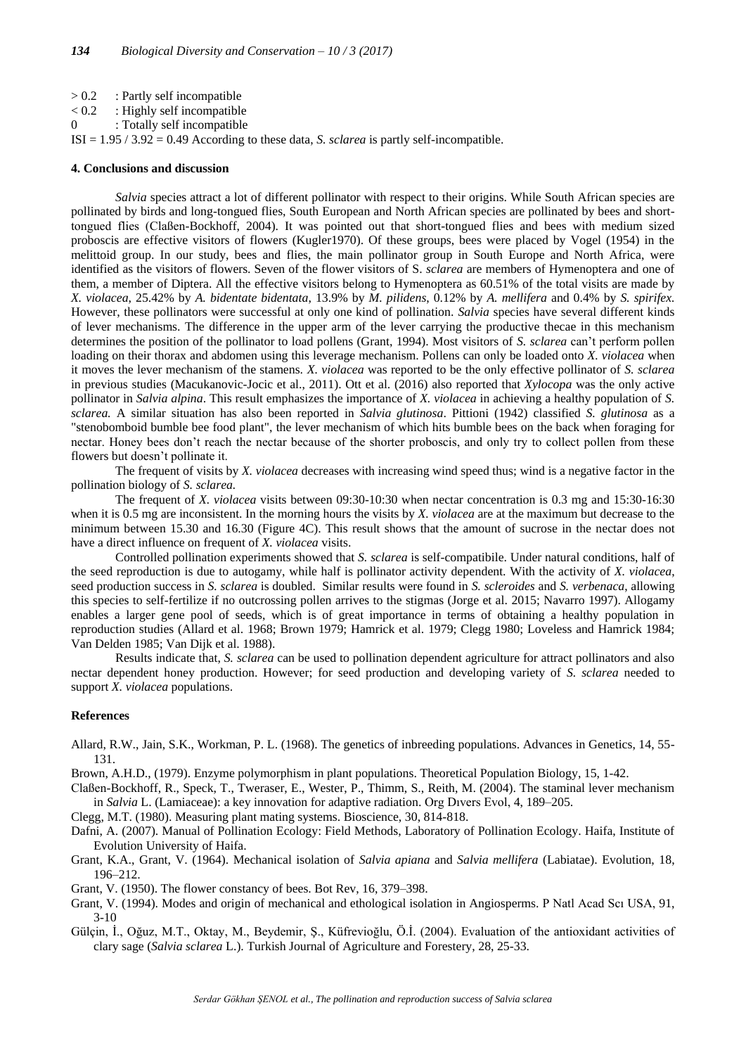> 0.2 : Partly self incompatible

< 0.2 : Highly self incompatible

0 : Totally self incompatible

ISI = 1.95 / 3.92 = 0.49 According to these data, *S. sclarea* is partly self-incompatible.

## 4. Conclusions and discussion

*Salvia* species attract a lot of different pollinator with respect to their origins. While South African species are pollinated by birds and long-tongued flies, South European and North African species are pollinated by bees and short-tongued flies (Claßen-Bockhoff, 2004). It was pointed out that short-tongued flies and bees with medium sized proboscis are effective visitors of flowers (Kugler1970). Of these groups, bees were placed by Vogel (1954) in the melittoid group. In our study, bees and flies, the main pollinator group in South Europe and North Africa, were identified as the visitors of flowers. Seven of the flower visitors of S. *sclarea* are members of Hymenoptera and one of them, a member of Diptera. All the effective visitors belong to Hymenoptera as 60.51% of the total visits are made by *X. violacea*, 25.42% by *A. bidentate bidentata*, 13.9% by *M. pilidens*, 0.12% by *A. mellifera* and 0.4% by *S. spirifex.* However, these pollinators were successful at only one kind of pollination. *Salvia* species have several different kinds of lever mechanisms. The difference in the upper arm of the lever carrying the productive thecae in this mechanism determines the position of the pollinator to load pollens (Grant, 1994). Most visitors of *S. sclarea* can't perform pollen loading on their thorax and abdomen using this leverage mechanism. Pollens can only be loaded onto *X. violacea* when it moves the lever mechanism of the stamens. *X. violacea* was reported to be the only effective pollinator of *S. sclarea* in previous studies (Macukanovic-Jocic et al., 2011). Ott et al. (2016) also reported that *Xylocopa* was the only active pollinator in *Salvia alpina*. This result emphasizes the importance of *X. violacea* in achieving a healthy population of *S. sclarea.* A similar situation has also been reported in *Salvia glutinosa*. Pittioni (1942) classified *S. glutinosa* as a "stenobomboid bumble bee food plant", the lever mechanism of which hits bumble bees on the back when foraging for nectar. Honey bees don't reach the nectar because of the shorter proboscis, and only try to collect pollen from these flowers but doesn't pollinate it.

The frequent of visits by *X. violacea* decreases with increasing wind speed thus; wind is a negative factor in the pollination biology of *S. sclarea.*

The frequent of *X. violacea* visits between 09:30-10:30 when nectar concentration is 0.3 mg and 15:30-16:30 when it is 0.5 mg are inconsistent. In the morning hours the visits by *X. violacea* are at the maximum but decrease to the minimum between 15.30 and 16.30 (Figure 4C). This result shows that the amount of sucrose in the nectar does not have a direct influence on frequent of *X. violacea* visits.

Controlled pollination experiments showed that *S. sclarea* is self-compatibile. Under natural conditions, half of the seed reproduction is due to autogamy, while half is pollinator activity dependent. With the activity of *X. violacea*, seed production success in *S. sclarea* is doubled. Similar results were found in *S. scleroides* and *S. verbenaca,* allowing this species to self-fertilize if no outcrossing pollen arrives to the stigmas (Jorge et al. 2015; Navarro 1997). Allogamy enables a larger gene pool of seeds, which is of great importance in terms of obtaining a healthy population in reproduction studies (Allard et al. 1968; Brown 1979; Hamrick et al. 1979; Clegg 1980; Loveless and Hamrick 1984; Van Delden 1985; Van Dijk et al. 1988).

Results indicate that, *S. sclarea* can be used to pollination dependent agriculture for attract pollinators and also nectar dependent honey production. However; for seed production and developing variety of *S. sclarea* needed to support *X. violacea* populations.

## References

Allard, R.W., Jain, S.K., Workman, P. L. (1968). The genetics of inbreeding populations. Advances in Genetics, 14, 55-131.

Brown, A.H.D., (1979). Enzyme polymorphism in plant populations. Theoretical Population Biology, 15, 1-42.

Claßen-Bockhoff, R., Speck, T., Tweraser, E., Wester, P., Thimm, S., Reith, M. (2004). The staminal lever mechanism in *Salvia* L. (Lamiaceae): a key innovation for adaptive radiation. Org Dıvers Evol, 4, 189–205.

Clegg, M.T. (1980). Measuring plant mating systems. Bioscience, 30, 814-818.

Dafni, A. (2007). Manual of Pollination Ecology: Field Methods, Laboratory of Pollination Ecology. Haifa, Institute of Evolution University of Haifa.

Grant, K.A., Grant, V. (1964). Mechanical isolation of *Salvia apiana* and *Salvia mellifera* (Labiatae). Evolution, 18, 196–212.

Grant, V. (1950). The flower constancy of bees. Bot Rev, 16, 379–398.

Grant, V. (1994). Modes and origin of mechanical and ethological isolation in Angiosperms. P Natl Acad Scı USA, 91, 3-10

Gülçin, İ., Oğuz, M.T., Oktay, M., Beydemir, Ş., Küfrevioğlu, Ö.İ. (2004). Evaluation of the antioxidant activities of clary sage (*Salvia sclarea* L.). Turkish Journal of Agriculture and Forestery, 28, 25-33.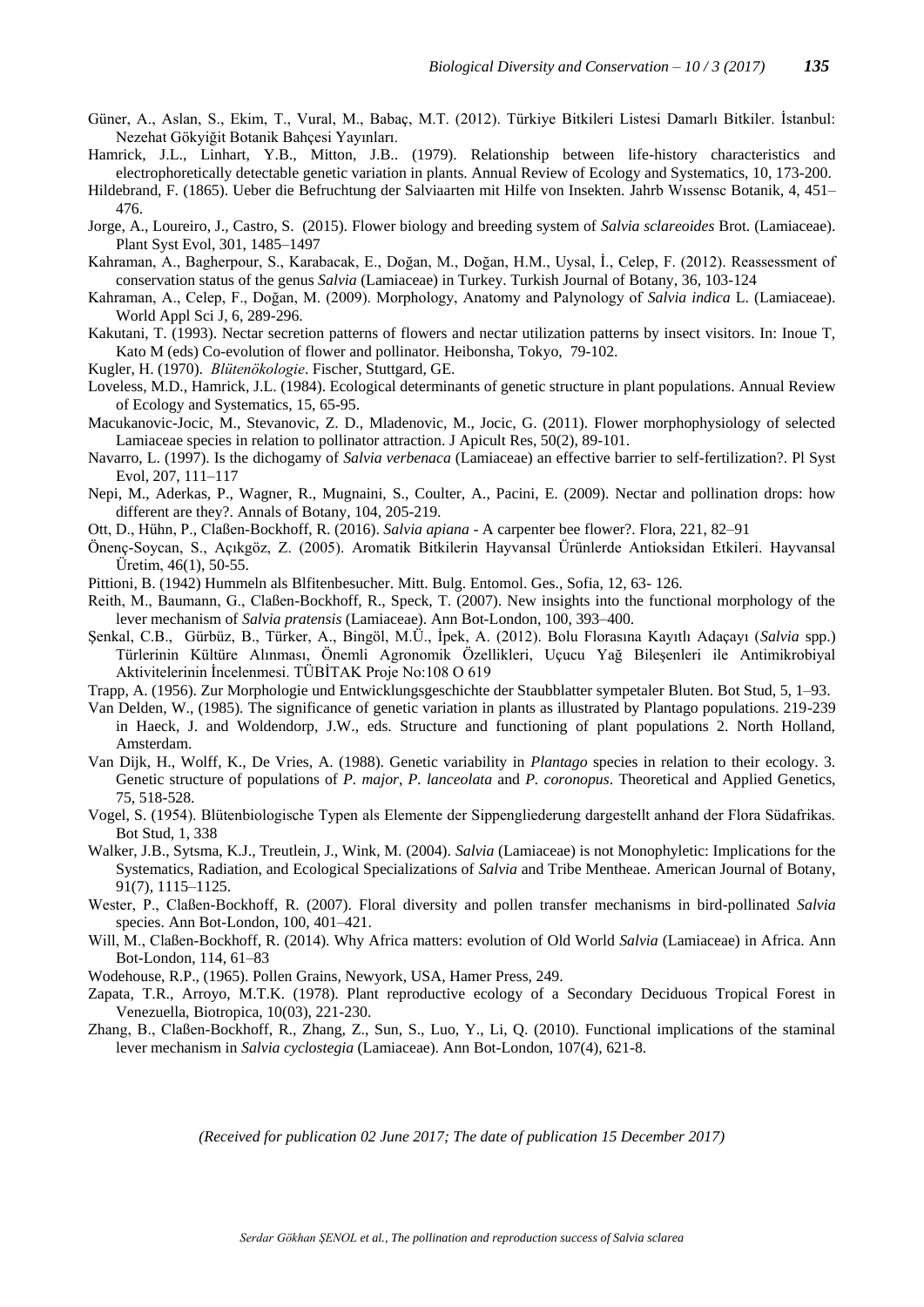Güner, A., Aslan, S., Ekim, T., Vural, M., Babaç, M.T. (2012). Türkiye Bitkileri Listesi Damarlı Bitkiler. İstanbul: Nezehat Gökyiğit Botanik Bahçesi Yayınları.

Hamrick, J.L., Linhart, Y.B., Mitton, J.B.. (1979). Relationship between life-history characteristics and electrophoretically detectable genetic variation in plants. Annual Review of Ecology and Systematics, 10, 173-200.

Hildebrand, F. (1865). Ueber die Befruchtung der Salviaarten mit Hilfe von Insekten. Jahrb Wıssensc Botanik, 4, 451–476.

Jorge, A., Loureiro, J., Castro, S. (2015). Flower biology and breeding system of *Salvia sclareoides* Brot. (Lamiaceae). Plant Syst Evol, 301, 1485–1497

Kahraman, A., Bagherpour, S., Karabacak, E., Doğan, M., Doğan, H.M., Uysal, İ., Celep, F. (2012). Reassessment of conservation status of the genus *Salvia* (Lamiaceae) in Turkey. Turkish Journal of Botany, 36, 103-124

Kahraman, A., Celep, F., Doğan, M. (2009). Morphology, Anatomy and Palynology of *Salvia indica* L. (Lamiaceae). World Appl Sci J, 6, 289-296.

Kakutani, T. (1993). Nectar secretion patterns of flowers and nectar utilization patterns by insect visitors. In: Inoue T, Kato M (eds) Co-evolution of flower and pollinator. Heibonsha, Tokyo, 79-102.

Kugler, H. (1970). *Blütenökologie*. Fischer, Stuttgard, GE.

Loveless, M.D., Hamrick, J.L. (1984). Ecological determinants of genetic structure in plant populations. Annual Review of Ecology and Systematics, 15, 65-95.

Macukanovic-Jocic, M., Stevanovic, Z. D., Mladenovic, M., Jocic, G. (2011). Flower morphophysiology of selected Lamiaceae species in relation to pollinator attraction. J Apicult Res, 50(2), 89-101.

Navarro, L. (1997). Is the dichogamy of *Salvia verbenaca* (Lamiaceae) an effective barrier to self-fertilization?. Pl Syst Evol, 207, 111–117

Nepi, M., Aderkas, P., Wagner, R., Mugnaini, S., Coulter, A., Pacini, E. (2009). Nectar and pollination drops: how different are they?. Annals of Botany, 104, 205-219.

Ott, D., Hühn, P., Claßen-Bockhoff, R. (2016). *Salvia apiana* - A carpenter bee flower?. Flora, 221, 82–91

Önenç-Soycan, S., Açıkgöz, Z. (2005). Aromatik Bitkilerin Hayvansal Ürünlerde Antioksidan Etkileri. Hayvansal Üretim, 46(1), 50-55.

Pittioni, B. (1942) Hummeln als Blfitenbesucher. Mitt. Bulg. Entomol. Ges., Sofia, 12, 63- 126.

Reith, M., Baumann, G., Claßen-Bockhoff, R., Speck, T. (2007). New insights into the functional morphology of the lever mechanism of *Salvia pratensis* (Lamiaceae). Ann Bot-London, 100, 393–400.

Şenkal, C.B., Gürbüz, B., Türker, A., Bingöl, M.Ü., İpek, A. (2012). Bolu Florasına Kayıtlı Adaçayı (*Salvia* spp.) Türlerinin Kültüre Alınması, Önemli Agronomik Özellikleri, Uçucu Yağ Bileşenleri ile Antimikrobiyal Aktivitelerinin İncelenmesi. TÜBİTAK Proje No:108 O 619

Trapp, A. (1956). Zur Morphologie und Entwicklungsgeschichte der Staubblatter sympetaler Bluten. Bot Stud, 5, 1–93.

Van Delden, W., (1985). The significance of genetic variation in plants as illustrated by Plantago populations. 219-239 in Haeck, J. and Woldendorp, J.W., eds. Structure and functioning of plant populations 2. North Holland, Amsterdam.

Van Dijk, H., Wolff, K., De Vries, A. (1988). Genetic variability in *Plantago* species in relation to their ecology. 3. Genetic structure of populations of *P. major*, *P. lanceolata* and *P. coronopus*. Theoretical and Applied Genetics, 75, 518-528.

Vogel, S. (1954). Blütenbiologische Typen als Elemente der Sippengliederung dargestellt anhand der Flora Südafrikas. Bot Stud, 1, 338

Walker, J.B., Sytsma, K.J., Treutlein, J., Wink, M. (2004). *Salvia* (Lamiaceae) is not Monophyletic: Implications for the Systematics, Radiation, and Ecological Specializations of *Salvia* and Tribe Mentheae. American Journal of Botany, 91(7), 1115–1125.

Wester, P., Claßen-Bockhoff, R. (2007). Floral diversity and pollen transfer mechanisms in bird-pollinated *Salvia* species. Ann Bot-London, 100, 401–421.

Will, M., Claßen-Bockhoff, R. (2014). Why Africa matters: evolution of Old World *Salvia* (Lamiaceae) in Africa. Ann Bot-London, 114, 61–83

Wodehouse, R.P., (1965). Pollen Grains, Newyork, USA, Hamer Press, 249.

Zapata, T.R., Arroyo, M.T.K. (1978). Plant reproductive ecology of a Secondary Deciduous Tropical Forest in Venezuella, Biotropica, 10(03), 221-230.

Zhang, B., Claßen-Bockhoff, R., Zhang, Z., Sun, S., Luo, Y., Li, Q. (2010). Functional implications of the staminal lever mechanism in *Salvia cyclostegia* (Lamiaceae). Ann Bot-London, 107(4), 621-8.

*(Received for publication 02 June 2017; The date of publication 15 December 2017)*